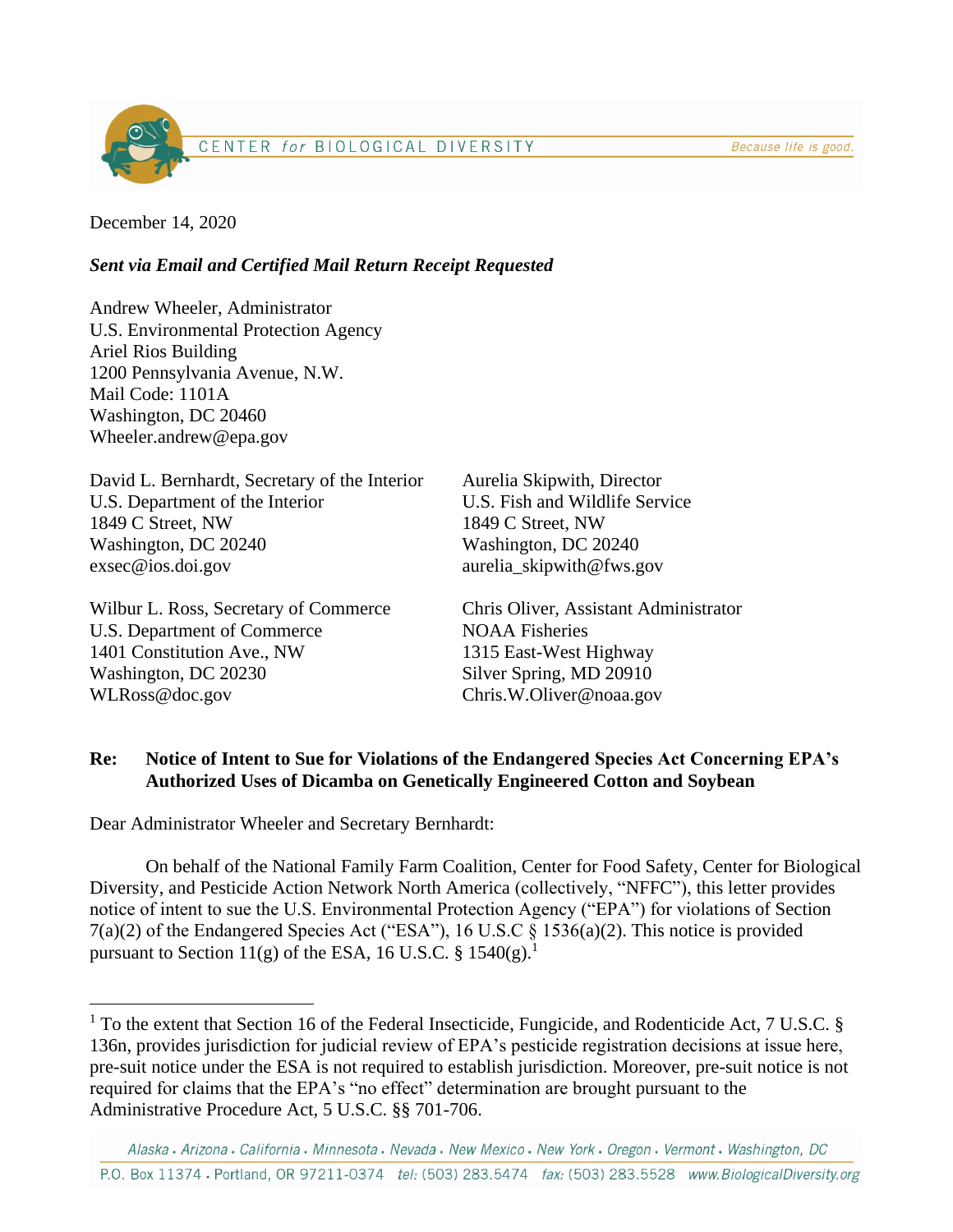CENTER *for* BIOLOGICAL DIVERSITY — *Because life is good.*

December 14, 2020

***Sent via Email and Certified Mail Return Receipt Requested***

Andrew Wheeler, Administrator
U.S. Environmental Protection Agency
Ariel Rios Building
1200 Pennsylvania Avenue, N.W.
Mail Code: 1101A
Washington, DC 20460
Wheeler.andrew@epa.gov

David L. Bernhardt, Secretary of the Interior
U.S. Department of the Interior
1849 C Street, NW
Washington, DC 20240
exsec@ios.doi.gov

Aurelia Skipwith, Director
U.S. Fish and Wildlife Service
1849 C Street, NW
Washington, DC 20240
aurelia_skipwith@fws.gov

Wilbur L. Ross, Secretary of Commerce
U.S. Department of Commerce
1401 Constitution Ave., NW
Washington, DC 20230
WLRoss@doc.gov

Chris Oliver, Assistant Administrator
NOAA Fisheries
1315 East-West Highway
Silver Spring, MD 20910
Chris.W.Oliver@noaa.gov

**Re: Notice of Intent to Sue for Violations of the Endangered Species Act Concerning EPA's Authorized Uses of Dicamba on Genetically Engineered Cotton and Soybean**

Dear Administrator Wheeler and Secretary Bernhardt:

On behalf of the National Family Farm Coalition, Center for Food Safety, Center for Biological Diversity, and Pesticide Action Network North America (collectively, "NFFC"), this letter provides notice of intent to sue the U.S. Environmental Protection Agency ("EPA") for violations of Section 7(a)(2) of the Endangered Species Act ("ESA"), 16 U.S.C § 1536(a)(2). This notice is provided pursuant to Section 11(g) of the ESA, 16 U.S.C. § 1540(g).[1]

[1] To the extent that Section 16 of the Federal Insecticide, Fungicide, and Rodenticide Act, 7 U.S.C. § 136n, provides jurisdiction for judicial review of EPA's pesticide registration decisions at issue here, pre-suit notice under the ESA is not required to establish jurisdiction. Moreover, pre-suit notice is not required for claims that the EPA's "no effect" determination are brought pursuant to the Administrative Procedure Act, 5 U.S.C. §§ 701-706.

*Alaska . Arizona . California . Minnesota . Nevada . New Mexico . New York . Oregon . Vermont . Washington, DC*

P.O. Box 11374 . Portland, OR 97211-0374 *tel:* (503) 283.5474 *fax:* (503) 283.5528 *www.BiologicalDiversity.org*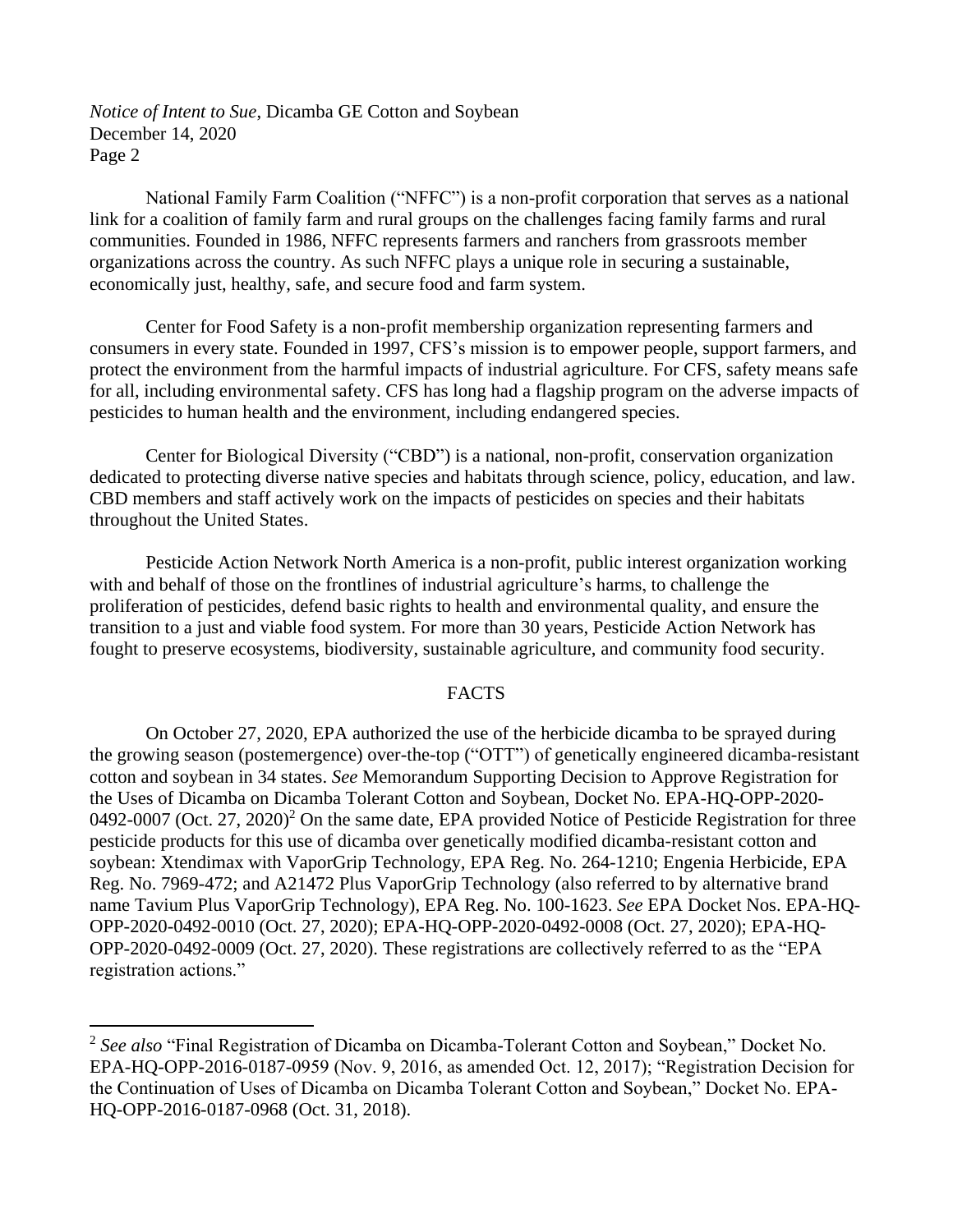National Family Farm Coalition ("NFFC") is a non-profit corporation that serves as a national link for a coalition of family farm and rural groups on the challenges facing family farms and rural communities. Founded in 1986, NFFC represents farmers and ranchers from grassroots member organizations across the country. As such NFFC plays a unique role in securing a sustainable, economically just, healthy, safe, and secure food and farm system.

Center for Food Safety is a non-profit membership organization representing farmers and consumers in every state. Founded in 1997, CFS's mission is to empower people, support farmers, and protect the environment from the harmful impacts of industrial agriculture. For CFS, safety means safe for all, including environmental safety. CFS has long had a flagship program on the adverse impacts of pesticides to human health and the environment, including endangered species.

Center for Biological Diversity ("CBD") is a national, non-profit, conservation organization dedicated to protecting diverse native species and habitats through science, policy, education, and law. CBD members and staff actively work on the impacts of pesticides on species and their habitats throughout the United States.

Pesticide Action Network North America is a non-profit, public interest organization working with and behalf of those on the frontlines of industrial agriculture's harms, to challenge the proliferation of pesticides, defend basic rights to health and environmental quality, and ensure the transition to a just and viable food system. For more than 30 years, Pesticide Action Network has fought to preserve ecosystems, biodiversity, sustainable agriculture, and community food security.

## FACTS

On October 27, 2020, EPA authorized the use of the herbicide dicamba to be sprayed during the growing season (postemergence) over-the-top ("OTT") of genetically engineered dicamba-resistant cotton and soybean in 34 states. *See* Memorandum Supporting Decision to Approve Registration for the Uses of Dicamba on Dicamba Tolerant Cotton and Soybean, Docket No. EPA-HQ-OPP-2020-0492-0007 (Oct. 27, 2020)[2] On the same date, EPA provided Notice of Pesticide Registration for three pesticide products for this use of dicamba over genetically modified dicamba-resistant cotton and soybean: Xtendimax with VaporGrip Technology, EPA Reg. No. 264-1210; Engenia Herbicide, EPA Reg. No. 7969-472; and A21472 Plus VaporGrip Technology (also referred to by alternative brand name Tavium Plus VaporGrip Technology), EPA Reg. No. 100-1623. *See* EPA Docket Nos. EPA-HQ-OPP-2020-0492-0010 (Oct. 27, 2020); EPA-HQ-OPP-2020-0492-0008 (Oct. 27, 2020); EPA-HQ-OPP-2020-0492-0009 (Oct. 27, 2020). These registrations are collectively referred to as the "EPA registration actions."

---

[2] *See also* "Final Registration of Dicamba on Dicamba-Tolerant Cotton and Soybean," Docket No. EPA-HQ-OPP-2016-0187-0959 (Nov. 9, 2016, as amended Oct. 12, 2017); "Registration Decision for the Continuation of Uses of Dicamba on Dicamba Tolerant Cotton and Soybean," Docket No. EPA-HQ-OPP-2016-0187-0968 (Oct. 31, 2018).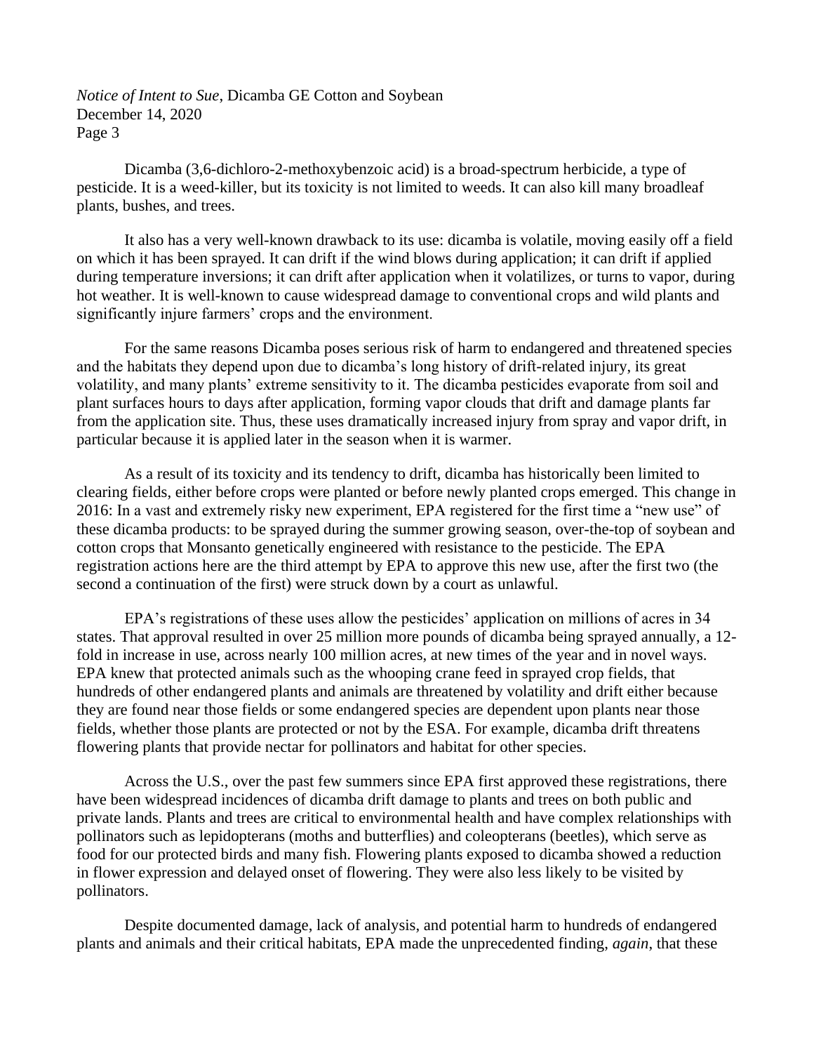Dicamba (3,6-dichloro-2-methoxybenzoic acid) is a broad-spectrum herbicide, a type of pesticide. It is a weed-killer, but its toxicity is not limited to weeds. It can also kill many broadleaf plants, bushes, and trees.

It also has a very well-known drawback to its use: dicamba is volatile, moving easily off a field on which it has been sprayed. It can drift if the wind blows during application; it can drift if applied during temperature inversions; it can drift after application when it volatilizes, or turns to vapor, during hot weather. It is well-known to cause widespread damage to conventional crops and wild plants and significantly injure farmers' crops and the environment.

For the same reasons Dicamba poses serious risk of harm to endangered and threatened species and the habitats they depend upon due to dicamba's long history of drift-related injury, its great volatility, and many plants' extreme sensitivity to it. The dicamba pesticides evaporate from soil and plant surfaces hours to days after application, forming vapor clouds that drift and damage plants far from the application site. Thus, these uses dramatically increased injury from spray and vapor drift, in particular because it is applied later in the season when it is warmer.

As a result of its toxicity and its tendency to drift, dicamba has historically been limited to clearing fields, either before crops were planted or before newly planted crops emerged. This change in 2016: In a vast and extremely risky new experiment, EPA registered for the first time a "new use" of these dicamba products: to be sprayed during the summer growing season, over-the-top of soybean and cotton crops that Monsanto genetically engineered with resistance to the pesticide. The EPA registration actions here are the third attempt by EPA to approve this new use, after the first two (the second a continuation of the first) were struck down by a court as unlawful.

EPA's registrations of these uses allow the pesticides' application on millions of acres in 34 states. That approval resulted in over 25 million more pounds of dicamba being sprayed annually, a 12-fold in increase in use, across nearly 100 million acres, at new times of the year and in novel ways. EPA knew that protected animals such as the whooping crane feed in sprayed crop fields, that hundreds of other endangered plants and animals are threatened by volatility and drift either because they are found near those fields or some endangered species are dependent upon plants near those fields, whether those plants are protected or not by the ESA. For example, dicamba drift threatens flowering plants that provide nectar for pollinators and habitat for other species.

Across the U.S., over the past few summers since EPA first approved these registrations, there have been widespread incidences of dicamba drift damage to plants and trees on both public and private lands. Plants and trees are critical to environmental health and have complex relationships with pollinators such as lepidopterans (moths and butterflies) and coleopterans (beetles), which serve as food for our protected birds and many fish. Flowering plants exposed to dicamba showed a reduction in flower expression and delayed onset of flowering. They were also less likely to be visited by pollinators.

Despite documented damage, lack of analysis, and potential harm to hundreds of endangered plants and animals and their critical habitats, EPA made the unprecedented finding, *again*, that these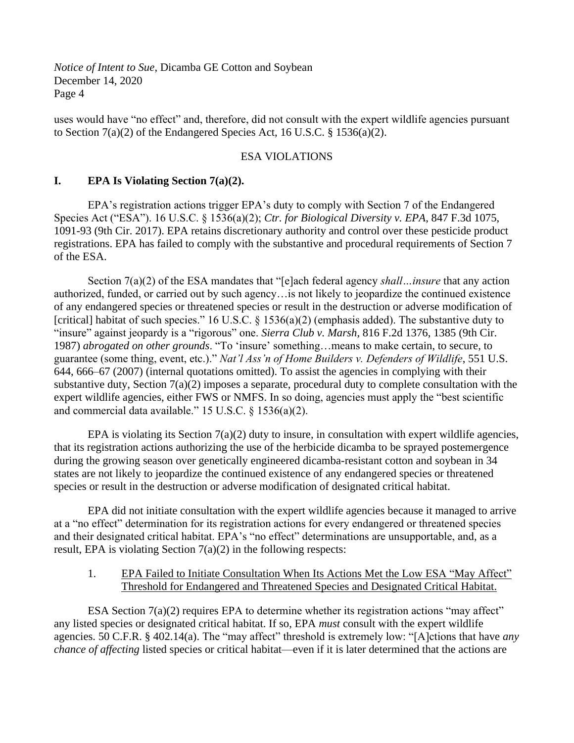uses would have "no effect" and, therefore, did not consult with the expert wildlife agencies pursuant to Section 7(a)(2) of the Endangered Species Act, 16 U.S.C. § 1536(a)(2).

## ESA VIOLATIONS

### I. EPA Is Violating Section 7(a)(2).

EPA's registration actions trigger EPA's duty to comply with Section 7 of the Endangered Species Act ("ESA"). 16 U.S.C. § 1536(a)(2); *Ctr. for Biological Diversity v. EPA*, 847 F.3d 1075, 1091-93 (9th Cir. 2017). EPA retains discretionary authority and control over these pesticide product registrations. EPA has failed to comply with the substantive and procedural requirements of Section 7 of the ESA.

Section 7(a)(2) of the ESA mandates that "[e]ach federal agency *shall…insure* that any action authorized, funded, or carried out by such agency…is not likely to jeopardize the continued existence of any endangered species or threatened species or result in the destruction or adverse modification of [critical] habitat of such species." 16 U.S.C. § 1536(a)(2) (emphasis added). The substantive duty to "insure" against jeopardy is a "rigorous" one. *Sierra Club v. Marsh*, 816 F.2d 1376, 1385 (9th Cir. 1987) *abrogated on other grounds*. "To 'insure' something…means to make certain, to secure, to guarantee (some thing, event, etc.)." *Nat'l Ass'n of Home Builders v. Defenders of Wildlife*, 551 U.S. 644, 666–67 (2007) (internal quotations omitted). To assist the agencies in complying with their substantive duty, Section 7(a)(2) imposes a separate, procedural duty to complete consultation with the expert wildlife agencies, either FWS or NMFS. In so doing, agencies must apply the "best scientific and commercial data available." 15 U.S.C. § 1536(a)(2).

EPA is violating its Section 7(a)(2) duty to insure, in consultation with expert wildlife agencies, that its registration actions authorizing the use of the herbicide dicamba to be sprayed postemergence during the growing season over genetically engineered dicamba-resistant cotton and soybean in 34 states are not likely to jeopardize the continued existence of any endangered species or threatened species or result in the destruction and adverse modification of designated critical habitat.

EPA did not initiate consultation with the expert wildlife agencies because it managed to arrive at a "no effect" determination for its registration actions for every endangered or threatened species and their designated critical habitat. EPA's "no effect" determinations are unsupportable, and, as a result, EPA is violating Section 7(a)(2) in the following respects:

1. <u>EPA Failed to Initiate Consultation When Its Actions Met the Low ESA "May Affect" Threshold for Endangered and Threatened Species and Designated Critical Habitat.</u>

ESA Section 7(a)(2) requires EPA to determine whether its registration actions "may affect" any listed species or designated critical habitat. If so, EPA *must* consult with the expert wildlife agencies. 50 C.F.R. § 402.14(a). The "may affect" threshold is extremely low: "[A]ctions that have *any chance of affecting* listed species or critical habitat—even if it is later determined that the actions are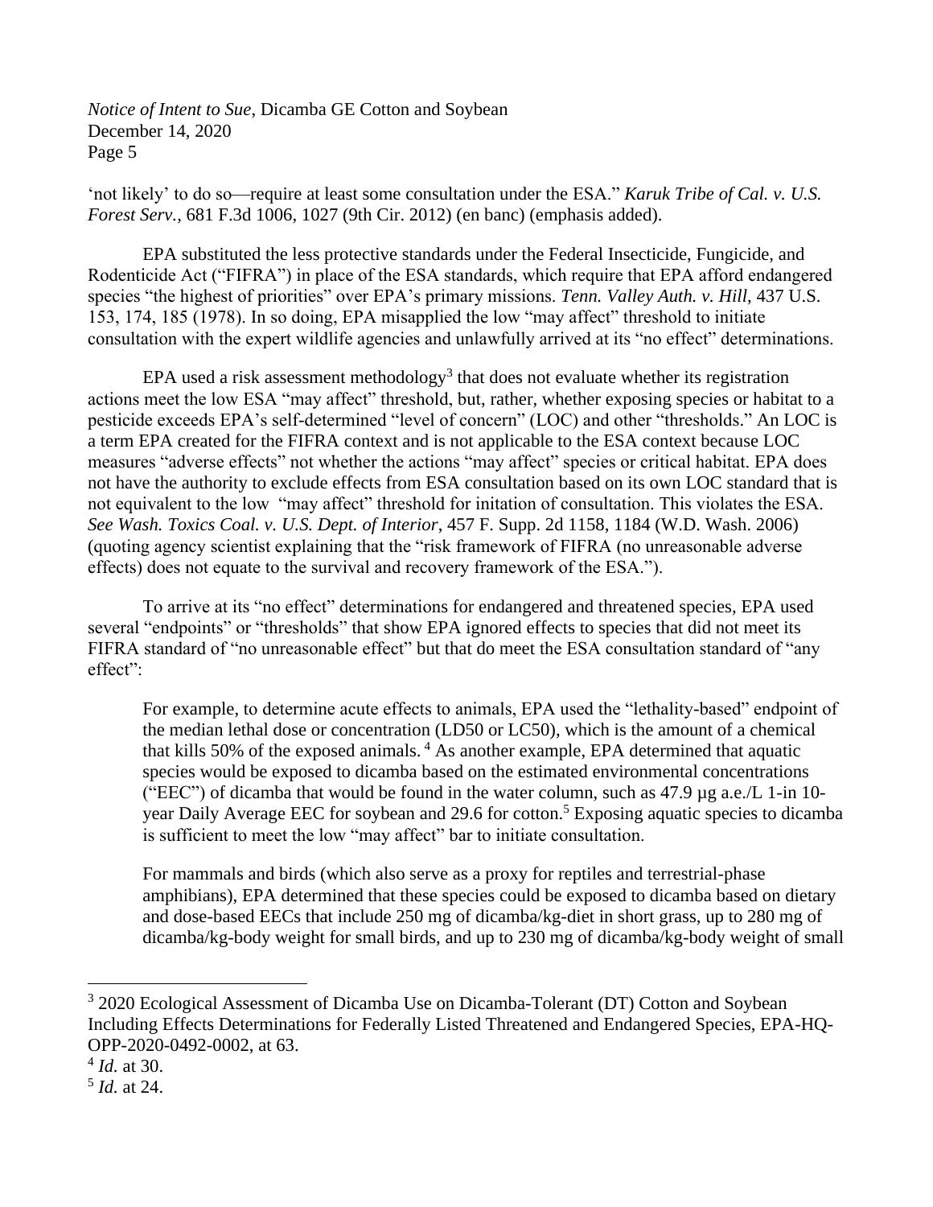'not likely' to do so—require at least some consultation under the ESA." *Karuk Tribe of Cal. v. U.S. Forest Serv.*, 681 F.3d 1006, 1027 (9th Cir. 2012) (en banc) (emphasis added).

EPA substituted the less protective standards under the Federal Insecticide, Fungicide, and Rodenticide Act ("FIFRA") in place of the ESA standards, which require that EPA afford endangered species "the highest of priorities" over EPA's primary missions. *Tenn. Valley Auth. v. Hill,* 437 U.S. 153, 174, 185 (1978). In so doing, EPA misapplied the low "may affect" threshold to initiate consultation with the expert wildlife agencies and unlawfully arrived at its "no effect" determinations.

EPA used a risk assessment methodology[3] that does not evaluate whether its registration actions meet the low ESA "may affect" threshold, but, rather, whether exposing species or habitat to a pesticide exceeds EPA's self-determined "level of concern" (LOC) and other "thresholds." An LOC is a term EPA created for the FIFRA context and is not applicable to the ESA context because LOC measures "adverse effects" not whether the actions "may affect" species or critical habitat. EPA does not have the authority to exclude effects from ESA consultation based on its own LOC standard that is not equivalent to the low "may affect" threshold for initation of consultation. This violates the ESA. *See Wash. Toxics Coal. v. U.S. Dept. of Interior*, 457 F. Supp. 2d 1158, 1184 (W.D. Wash. 2006) (quoting agency scientist explaining that the "risk framework of FIFRA (no unreasonable adverse effects) does not equate to the survival and recovery framework of the ESA.").

To arrive at its "no effect" determinations for endangered and threatened species, EPA used several "endpoints" or "thresholds" that show EPA ignored effects to species that did not meet its FIFRA standard of "no unreasonable effect" but that do meet the ESA consultation standard of "any effect":

> For example, to determine acute effects to animals, EPA used the "lethality-based" endpoint of the median lethal dose or concentration (LD50 or LC50), which is the amount of a chemical that kills 50% of the exposed animals.[4] As another example, EPA determined that aquatic species would be exposed to dicamba based on the estimated environmental concentrations ("EEC") of dicamba that would be found in the water column, such as 47.9 µg a.e./L 1-in 10-year Daily Average EEC for soybean and 29.6 for cotton.[5] Exposing aquatic species to dicamba is sufficient to meet the low "may affect" bar to initiate consultation.
>
> For mammals and birds (which also serve as a proxy for reptiles and terrestrial-phase amphibians), EPA determined that these species could be exposed to dicamba based on dietary and dose-based EECs that include 250 mg of dicamba/kg-diet in short grass, up to 280 mg of dicamba/kg-body weight for small birds, and up to 230 mg of dicamba/kg-body weight of small

---

[3] 2020 Ecological Assessment of Dicamba Use on Dicamba-Tolerant (DT) Cotton and Soybean Including Effects Determinations for Federally Listed Threatened and Endangered Species, EPA-HQ-OPP-2020-0492-0002, at 63.

[4] *Id.* at 30.

[5] *Id.* at 24.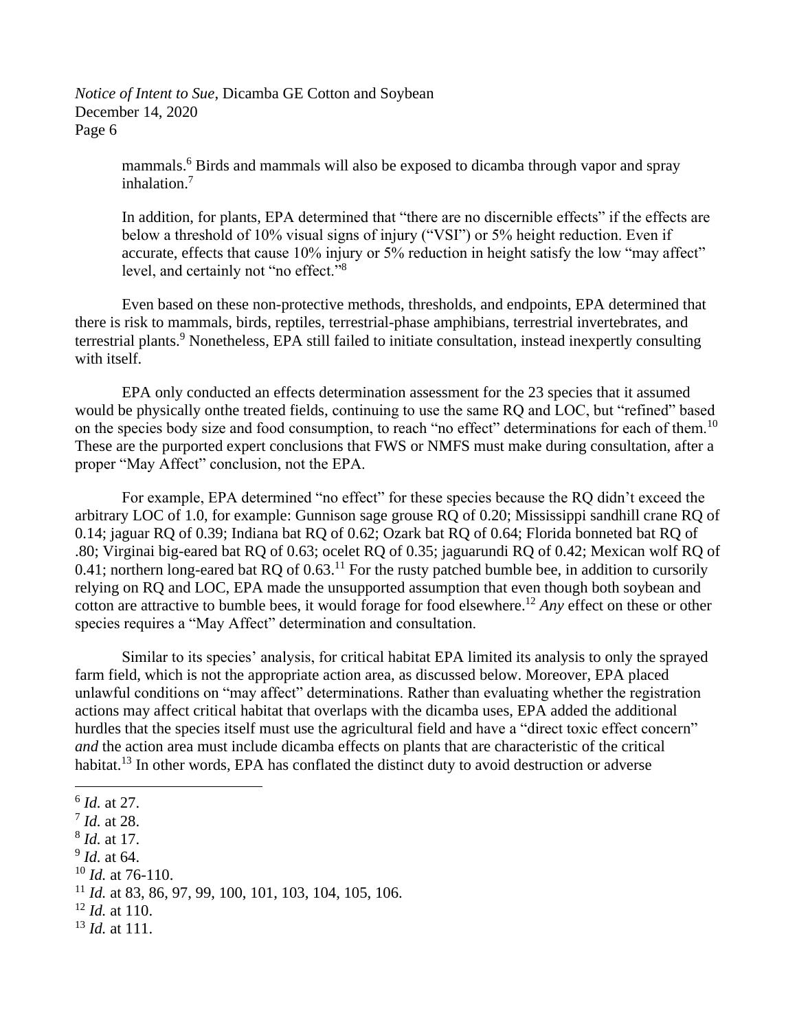mammals.[6] Birds and mammals will also be exposed to dicamba through vapor and spray inhalation.[7]

> In addition, for plants, EPA determined that "there are no discernible effects" if the effects are below a threshold of 10% visual signs of injury ("VSI") or 5% height reduction. Even if accurate, effects that cause 10% injury or 5% reduction in height satisfy the low "may affect" level, and certainly not "no effect."[8]

Even based on these non-protective methods, thresholds, and endpoints, EPA determined that there is risk to mammals, birds, reptiles, terrestrial-phase amphibians, terrestrial invertebrates, and terrestrial plants.[9] Nonetheless, EPA still failed to initiate consultation, instead inexpertly consulting with itself.

EPA only conducted an effects determination assessment for the 23 species that it assumed would be physically onthe treated fields, continuing to use the same RQ and LOC, but "refined" based on the species body size and food consumption, to reach "no effect" determinations for each of them.[10] These are the purported expert conclusions that FWS or NMFS must make during consultation, after a proper "May Affect" conclusion, not the EPA.

For example, EPA determined "no effect" for these species because the RQ didn't exceed the arbitrary LOC of 1.0, for example: Gunnison sage grouse RQ of 0.20; Mississippi sandhill crane RQ of 0.14; jaguar RQ of 0.39; Indiana bat RQ of 0.62; Ozark bat RQ of 0.64; Florida bonneted bat RQ of .80; Virginai big-eared bat RQ of 0.63; ocelet RQ of 0.35; jaguarundi RQ of 0.42; Mexican wolf RQ of 0.41; northern long-eared bat RQ of 0.63.[11] For the rusty patched bumble bee, in addition to cursorily relying on RQ and LOC, EPA made the unsupported assumption that even though both soybean and cotton are attractive to bumble bees, it would forage for food elsewhere.[12] *Any* effect on these or other species requires a "May Affect" determination and consultation.

Similar to its species' analysis, for critical habitat EPA limited its analysis to only the sprayed farm field, which is not the appropriate action area, as discussed below. Moreover, EPA placed unlawful conditions on "may affect" determinations. Rather than evaluating whether the registration actions may affect critical habitat that overlaps with the dicamba uses, EPA added the additional hurdles that the species itself must use the agricultural field and have a "direct toxic effect concern" *and* the action area must include dicamba effects on plants that are characteristic of the critical habitat.[13] In other words, EPA has conflated the distinct duty to avoid destruction or adverse

---

[6] *Id.* at 27.
[7] *Id.* at 28.
[8] *Id.* at 17.
[9] *Id.* at 64.
[10] *Id.* at 76-110.
[11] *Id.* at 83, 86, 97, 99, 100, 101, 103, 104, 105, 106.
[12] *Id.* at 110.
[13] *Id.* at 111.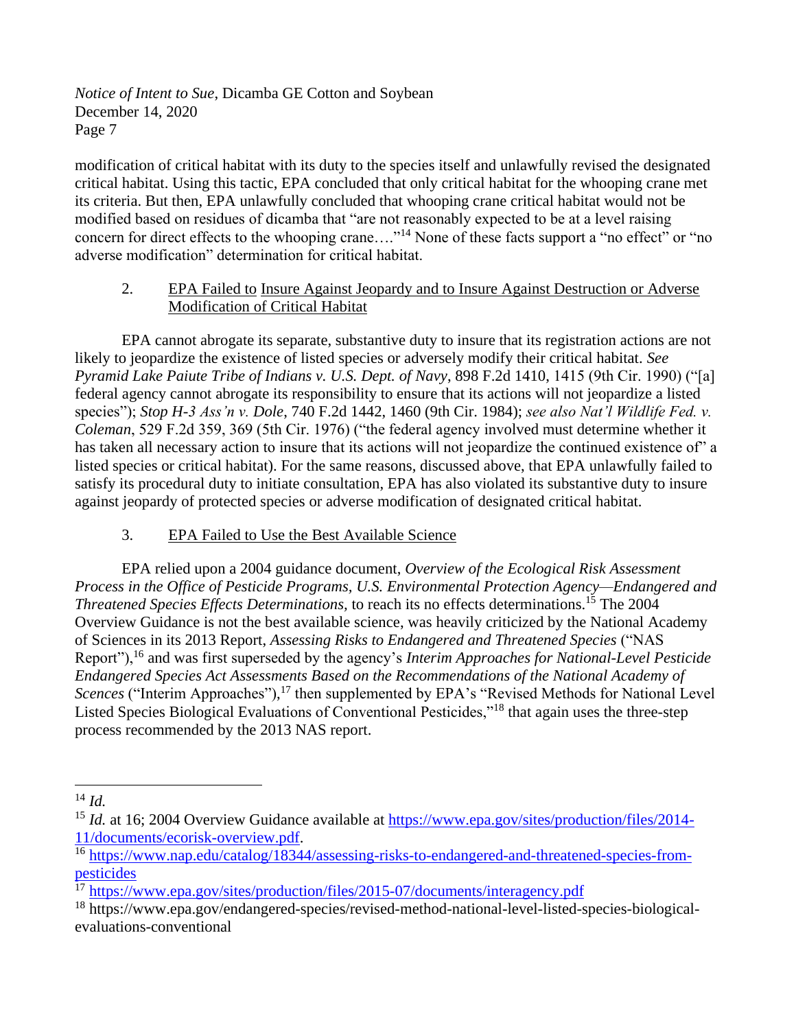modification of critical habitat with its duty to the species itself and unlawfully revised the designated critical habitat. Using this tactic, EPA concluded that only critical habitat for the whooping crane met its criteria. But then, EPA unlawfully concluded that whooping crane critical habitat would not be modified based on residues of dicamba that "are not reasonably expected to be at a level raising concern for direct effects to the whooping crane…."[14] None of these facts support a "no effect" or "no adverse modification" determination for critical habitat.

### 2. EPA Failed to Insure Against Jeopardy and to Insure Against Destruction or Adverse Modification of Critical Habitat

EPA cannot abrogate its separate, substantive duty to insure that its registration actions are not likely to jeopardize the existence of listed species or adversely modify their critical habitat. *See Pyramid Lake Paiute Tribe of Indians v. U.S. Dept. of Navy*, 898 F.2d 1410, 1415 (9th Cir. 1990) ("[a] federal agency cannot abrogate its responsibility to ensure that its actions will not jeopardize a listed species"); *Stop H-3 Ass'n v. Dole*, 740 F.2d 1442, 1460 (9th Cir. 1984); *see also Nat'l Wildlife Fed. v. Coleman*, 529 F.2d 359, 369 (5th Cir. 1976) ("the federal agency involved must determine whether it has taken all necessary action to insure that its actions will not jeopardize the continued existence of" a listed species or critical habitat). For the same reasons, discussed above, that EPA unlawfully failed to satisfy its procedural duty to initiate consultation, EPA has also violated its substantive duty to insure against jeopardy of protected species or adverse modification of designated critical habitat.

### 3. EPA Failed to Use the Best Available Science

EPA relied upon a 2004 guidance document, *Overview of the Ecological Risk Assessment Process in the Office of Pesticide Programs, U.S. Environmental Protection Agency—Endangered and Threatened Species Effects Determinations,* to reach its no effects determinations.[15] The 2004 Overview Guidance is not the best available science, was heavily criticized by the National Academy of Sciences in its 2013 Report, *Assessing Risks to Endangered and Threatened Species* ("NAS Report"),[16] and was first superseded by the agency's *Interim Approaches for National-Level Pesticide Endangered Species Act Assessments Based on the Recommendations of the National Academy of Scences* ("Interim Approaches"),[17] then supplemented by EPA's "Revised Methods for National Level Listed Species Biological Evaluations of Conventional Pesticides,"[18] that again uses the three-step process recommended by the 2013 NAS report.

---

[14] *Id.*

[15] *Id.* at 16; 2004 Overview Guidance available at https://www.epa.gov/sites/production/files/2014-11/documents/ecorisk-overview.pdf.

[16] https://www.nap.edu/catalog/18344/assessing-risks-to-endangered-and-threatened-species-from-pesticides

[17] https://www.epa.gov/sites/production/files/2015-07/documents/interagency.pdf

[18] https://www.epa.gov/endangered-species/revised-method-national-level-listed-species-biological-evaluations-conventional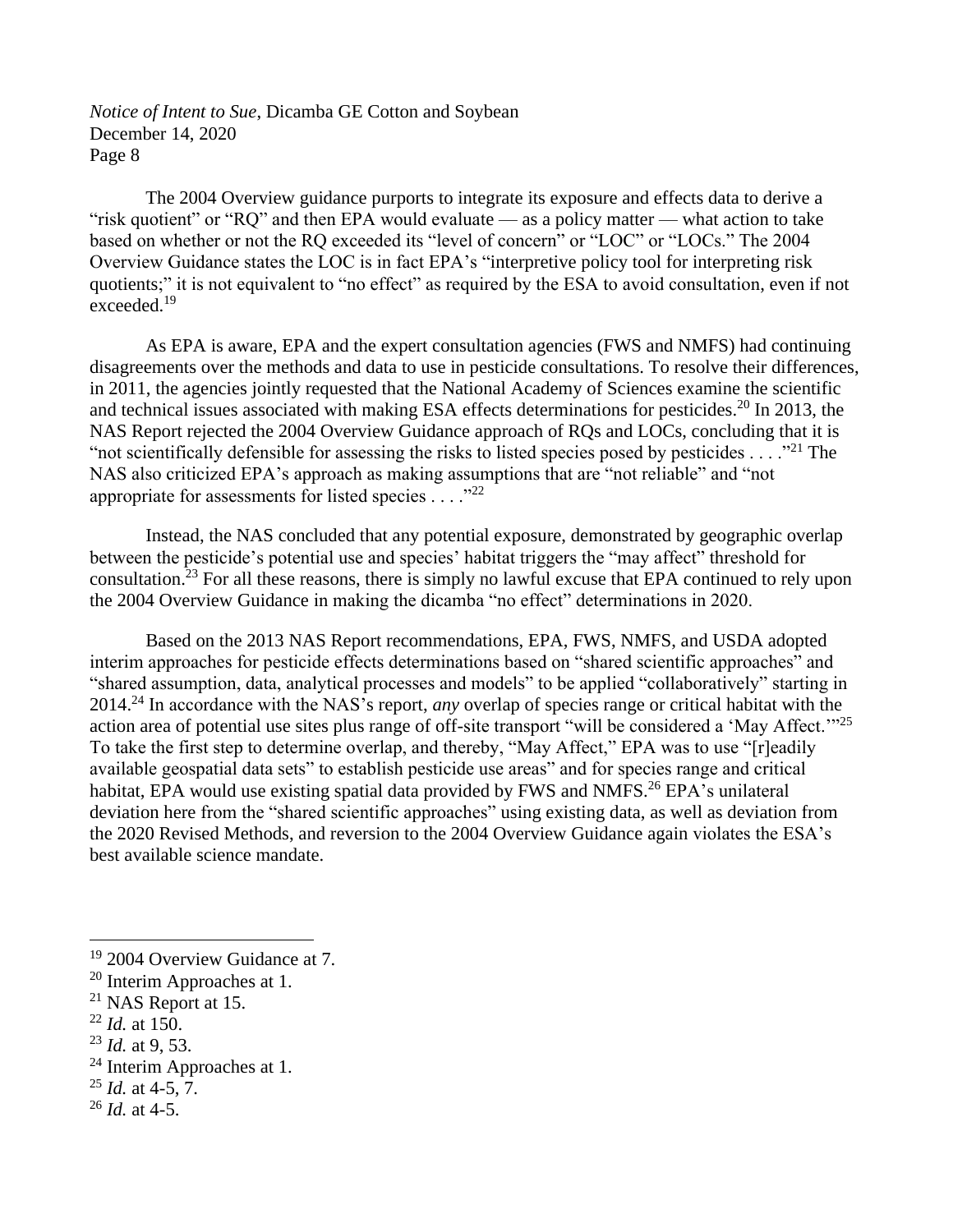The 2004 Overview guidance purports to integrate its exposure and effects data to derive a "risk quotient" or "RQ" and then EPA would evaluate — as a policy matter — what action to take based on whether or not the RQ exceeded its "level of concern" or "LOC" or "LOCs." The 2004 Overview Guidance states the LOC is in fact EPA's "interpretive policy tool for interpreting risk quotients;" it is not equivalent to "no effect" as required by the ESA to avoid consultation, even if not exceeded.[19]

As EPA is aware, EPA and the expert consultation agencies (FWS and NMFS) had continuing disagreements over the methods and data to use in pesticide consultations. To resolve their differences, in 2011, the agencies jointly requested that the National Academy of Sciences examine the scientific and technical issues associated with making ESA effects determinations for pesticides.[20] In 2013, the NAS Report rejected the 2004 Overview Guidance approach of RQs and LOCs, concluding that it is "not scientifically defensible for assessing the risks to listed species posed by pesticides . . . ."[21] The NAS also criticized EPA's approach as making assumptions that are "not reliable" and "not appropriate for assessments for listed species . . . ."[22]

Instead, the NAS concluded that any potential exposure, demonstrated by geographic overlap between the pesticide's potential use and species' habitat triggers the "may affect" threshold for consultation.[23] For all these reasons, there is simply no lawful excuse that EPA continued to rely upon the 2004 Overview Guidance in making the dicamba "no effect" determinations in 2020.

Based on the 2013 NAS Report recommendations, EPA, FWS, NMFS, and USDA adopted interim approaches for pesticide effects determinations based on "shared scientific approaches" and "shared assumption, data, analytical processes and models" to be applied "collaboratively" starting in 2014.[24] In accordance with the NAS's report, *any* overlap of species range or critical habitat with the action area of potential use sites plus range of off-site transport "will be considered a 'May Affect.'"[25] To take the first step to determine overlap, and thereby, "May Affect," EPA was to use "[r]eadily available geospatial data sets" to establish pesticide use areas" and for species range and critical habitat, EPA would use existing spatial data provided by FWS and NMFS.[26] EPA's unilateral deviation here from the "shared scientific approaches" using existing data, as well as deviation from the 2020 Revised Methods, and reversion to the 2004 Overview Guidance again violates the ESA's best available science mandate.

---

[19] 2004 Overview Guidance at 7.
[20] Interim Approaches at 1.
[21] NAS Report at 15.
[22] *Id.* at 150.
[23] *Id.* at 9, 53.
[24] Interim Approaches at 1.
[25] *Id.* at 4-5, 7.
[26] *Id.* at 4-5.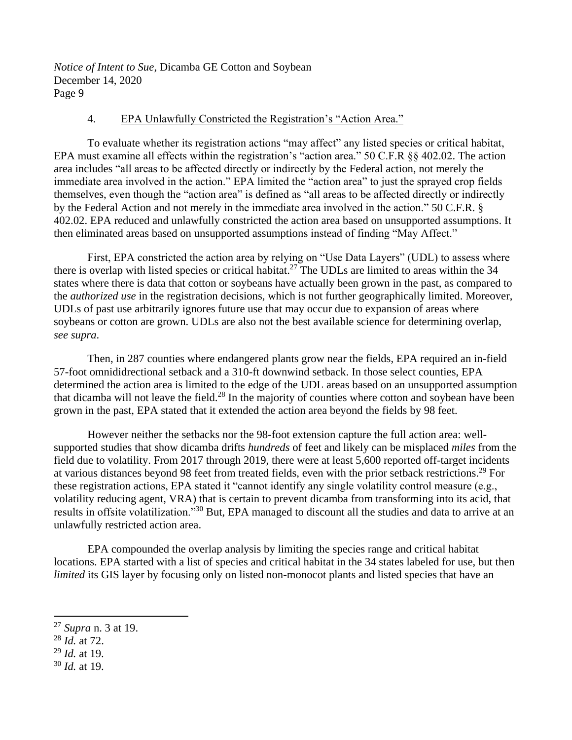### 4. EPA Unlawfully Constricted the Registration's "Action Area."

To evaluate whether its registration actions "may affect" any listed species or critical habitat, EPA must examine all effects within the registration's "action area." 50 C.F.R §§ 402.02. The action area includes "all areas to be affected directly or indirectly by the Federal action, not merely the immediate area involved in the action." EPA limited the "action area" to just the sprayed crop fields themselves, even though the "action area" is defined as "all areas to be affected directly or indirectly by the Federal Action and not merely in the immediate area involved in the action." 50 C.F.R. § 402.02. EPA reduced and unlawfully constricted the action area based on unsupported assumptions. It then eliminated areas based on unsupported assumptions instead of finding "May Affect."

First, EPA constricted the action area by relying on "Use Data Layers" (UDL) to assess where there is overlap with listed species or critical habitat.[27] The UDLs are limited to areas within the 34 states where there is data that cotton or soybeans have actually been grown in the past, as compared to the *authorized use* in the registration decisions, which is not further geographically limited. Moreover, UDLs of past use arbitrarily ignores future use that may occur due to expansion of areas where soybeans or cotton are grown. UDLs are also not the best available science for determining overlap, *see supra*.

Then, in 287 counties where endangered plants grow near the fields, EPA required an in-field 57-foot omnididirectional setback and a 310-ft downwind setback. In those select counties, EPA determined the action area is limited to the edge of the UDL areas based on an unsupported assumption that dicamba will not leave the field.[28] In the majority of counties where cotton and soybean have been grown in the past, EPA stated that it extended the action area beyond the fields by 98 feet.

However neither the setbacks nor the 98-foot extension capture the full action area: well-supported studies that show dicamba drifts *hundreds* of feet and likely can be misplaced *miles* from the field due to volatility. From 2017 through 2019, there were at least 5,600 reported off-target incidents at various distances beyond 98 feet from treated fields, even with the prior setback restrictions.[29] For these registration actions, EPA stated it "cannot identify any single volatility control measure (e.g., volatility reducing agent, VRA) that is certain to prevent dicamba from transforming into its acid, that results in offsite volatilization."[30] But, EPA managed to discount all the studies and data to arrive at an unlawfully restricted action area.

EPA compounded the overlap analysis by limiting the species range and critical habitat locations. EPA started with a list of species and critical habitat in the 34 states labeled for use, but then *limited* its GIS layer by focusing only on listed non-monocot plants and listed species that have an

---

[27] *Supra* n. 3 at 19.

[28] *Id.* at 72.

[29] *Id.* at 19.

[30] *Id.* at 19.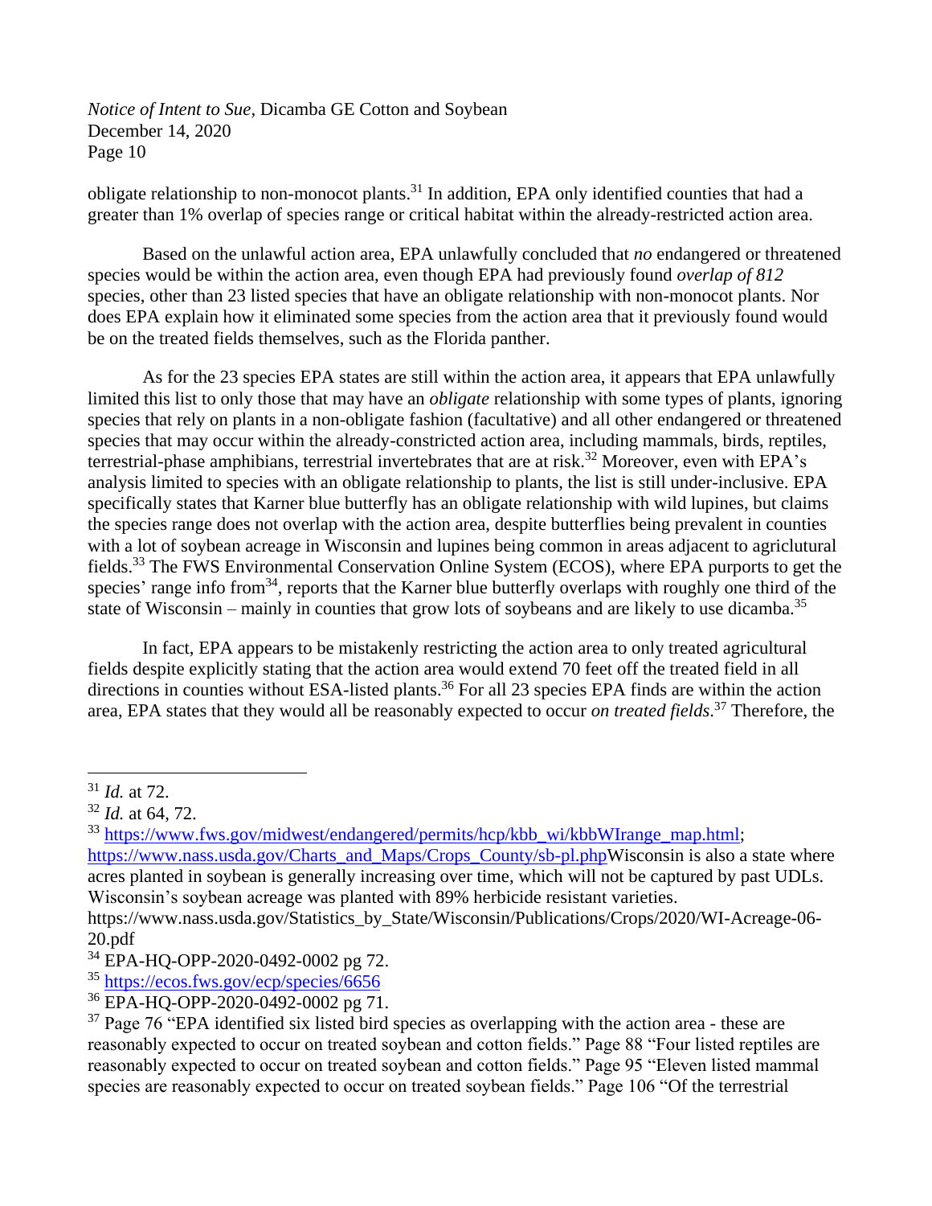obligate relationship to non-monocot plants.[31] In addition, EPA only identified counties that had a greater than 1% overlap of species range or critical habitat within the already-restricted action area.

Based on the unlawful action area, EPA unlawfully concluded that *no* endangered or threatened species would be within the action area, even though EPA had previously found *overlap of 812* species, other than 23 listed species that have an obligate relationship with non-monocot plants. Nor does EPA explain how it eliminated some species from the action area that it previously found would be on the treated fields themselves, such as the Florida panther.

As for the 23 species EPA states are still within the action area, it appears that EPA unlawfully limited this list to only those that may have an *obligate* relationship with some types of plants, ignoring species that rely on plants in a non-obligate fashion (facultative) and all other endangered or threatened species that may occur within the already-constricted action area, including mammals, birds, reptiles, terrestrial-phase amphibians, terrestrial invertebrates that are at risk.[32] Moreover, even with EPA's analysis limited to species with an obligate relationship to plants, the list is still under-inclusive. EPA specifically states that Karner blue butterfly has an obligate relationship with wild lupines, but claims the species range does not overlap with the action area, despite butterflies being prevalent in counties with a lot of soybean acreage in Wisconsin and lupines being common in areas adjacent to agricultural fields.[33] The FWS Environmental Conservation Online System (ECOS), where EPA purports to get the species' range info from[34], reports that the Karner blue butterfly overlaps with roughly one third of the state of Wisconsin – mainly in counties that grow lots of soybeans and are likely to use dicamba.[35]

In fact, EPA appears to be mistakenly restricting the action area to only treated agricultural fields despite explicitly stating that the action area would extend 70 feet off the treated field in all directions in counties without ESA-listed plants.[36] For all 23 species EPA finds are within the action area, EPA states that they would all be reasonably expected to occur *on treated fields*.[37] Therefore, the

---

[31] *Id.* at 72.

[32] *Id.* at 64, 72.

[33] https://www.fws.gov/midwest/endangered/permits/hcp/kbb_wi/kbbWIrange_map.html; https://www.nass.usda.gov/Charts_and_Maps/Crops_County/sb-pl.phpWisconsin is also a state where acres planted in soybean is generally increasing over time, which will not be captured by past UDLs. Wisconsin's soybean acreage was planted with 89% herbicide resistant varieties. https://www.nass.usda.gov/Statistics_by_State/Wisconsin/Publications/Crops/2020/WI-Acreage-06-20.pdf

[34] EPA-HQ-OPP-2020-0492-0002 pg 72.

[35] https://ecos.fws.gov/ecp/species/6656

[36] EPA-HQ-OPP-2020-0492-0002 pg 71.

[37] Page 76 "EPA identified six listed bird species as overlapping with the action area - these are reasonably expected to occur on treated soybean and cotton fields." Page 88 "Four listed reptiles are reasonably expected to occur on treated soybean and cotton fields." Page 95 "Eleven listed mammal species are reasonably expected to occur on treated soybean fields." Page 106 "Of the terrestrial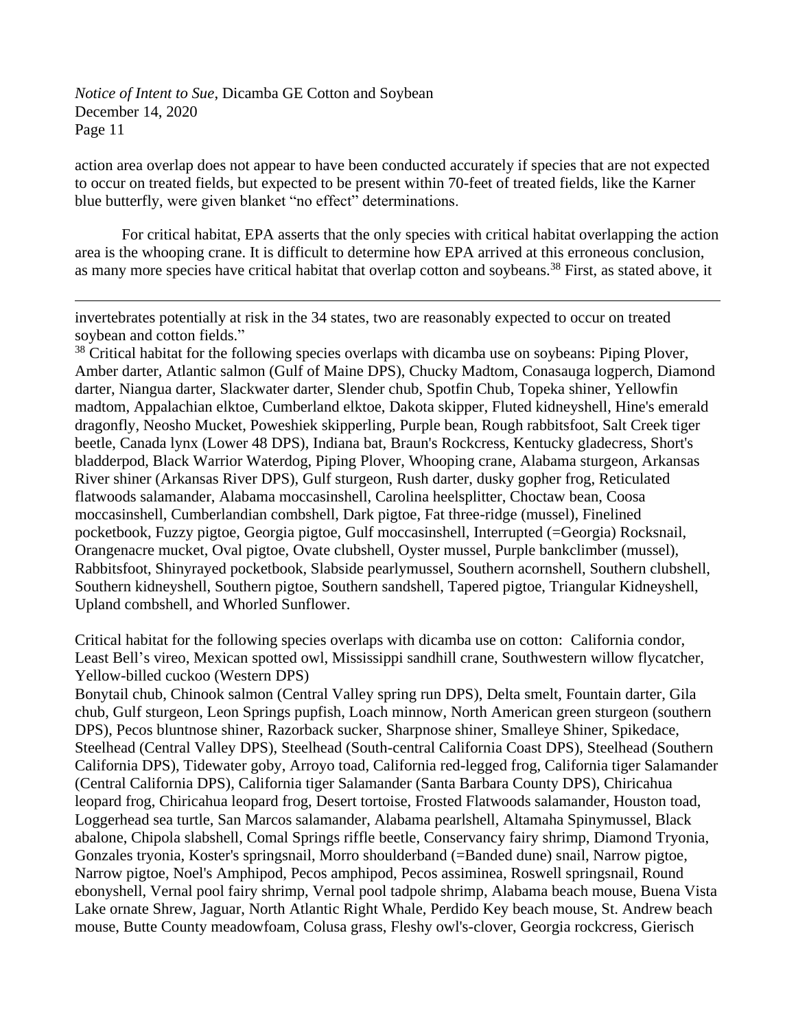action area overlap does not appear to have been conducted accurately if species that are not expected to occur on treated fields, but expected to be present within 70-feet of treated fields, like the Karner blue butterfly, were given blanket "no effect" determinations.

For critical habitat, EPA asserts that the only species with critical habitat overlapping the action area is the whooping crane. It is difficult to determine how EPA arrived at this erroneous conclusion, as many more species have critical habitat that overlap cotton and soybeans.[38] First, as stated above, it

---

invertebrates potentially at risk in the 34 states, two are reasonably expected to occur on treated soybean and cotton fields."

[38] Critical habitat for the following species overlaps with dicamba use on soybeans: Piping Plover, Amber darter, Atlantic salmon (Gulf of Maine DPS), Chucky Madtom, Conasauga logperch, Diamond darter, Niangua darter, Slackwater darter, Slender chub, Spotfin Chub, Topeka shiner, Yellowfin madtom, Appalachian elktoe, Cumberland elktoe, Dakota skipper, Fluted kidneyshell, Hine's emerald dragonfly, Neosho Mucket, Poweshiek skipperling, Purple bean, Rough rabbitsfoot, Salt Creek tiger beetle, Canada lynx (Lower 48 DPS), Indiana bat, Braun's Rockcress, Kentucky gladecress, Short's bladderpod, Black Warrior Waterdog, Piping Plover, Whooping crane, Alabama sturgeon, Arkansas River shiner (Arkansas River DPS), Gulf sturgeon, Rush darter, dusky gopher frog, Reticulated flatwoods salamander, Alabama moccasinshell, Carolina heelsplitter, Choctaw bean, Coosa moccasinshell, Cumberlandian combshell, Dark pigtoe, Fat three-ridge (mussel), Finelined pocketbook, Fuzzy pigtoe, Georgia pigtoe, Gulf moccasinshell, Interrupted (=Georgia) Rocksnail, Orangenacre mucket, Oval pigtoe, Ovate clubshell, Oyster mussel, Purple bankclimber (mussel), Rabbitsfoot, Shinyrayed pocketbook, Slabside pearlymussel, Southern acornshell, Southern clubshell, Southern kidneyshell, Southern pigtoe, Southern sandshell, Tapered pigtoe, Triangular Kidneyshell, Upland combshell, and Whorled Sunflower.

Critical habitat for the following species overlaps with dicamba use on cotton: California condor, Least Bell's vireo, Mexican spotted owl, Mississippi sandhill crane, Southwestern willow flycatcher, Yellow-billed cuckoo (Western DPS)
Bonytail chub, Chinook salmon (Central Valley spring run DPS), Delta smelt, Fountain darter, Gila chub, Gulf sturgeon, Leon Springs pupfish, Loach minnow, North American green sturgeon (southern DPS), Pecos bluntnose shiner, Razorback sucker, Sharpnose shiner, Smalleye Shiner, Spikedace, Steelhead (Central Valley DPS), Steelhead (South-central California Coast DPS), Steelhead (Southern California DPS), Tidewater goby, Arroyo toad, California red-legged frog, California tiger Salamander (Central California DPS), California tiger Salamander (Santa Barbara County DPS), Chiricahua leopard frog, Chiricahua leopard frog, Desert tortoise, Frosted Flatwoods salamander, Houston toad, Loggerhead sea turtle, San Marcos salamander, Alabama pearlshell, Altamaha Spinymussel, Black abalone, Chipola slabshell, Comal Springs riffle beetle, Conservancy fairy shrimp, Diamond Tryonia, Gonzales tryonia, Koster's springsnail, Morro shoulderband (=Banded dune) snail, Narrow pigtoe, Narrow pigtoe, Noel's Amphipod, Pecos amphipod, Pecos assiminea, Roswell springsnail, Round ebonyshell, Vernal pool fairy shrimp, Vernal pool tadpole shrimp, Alabama beach mouse, Buena Vista Lake ornate Shrew, Jaguar, North Atlantic Right Whale, Perdido Key beach mouse, St. Andrew beach mouse, Butte County meadowfoam, Colusa grass, Fleshy owl's-clover, Georgia rockcress, Gierisch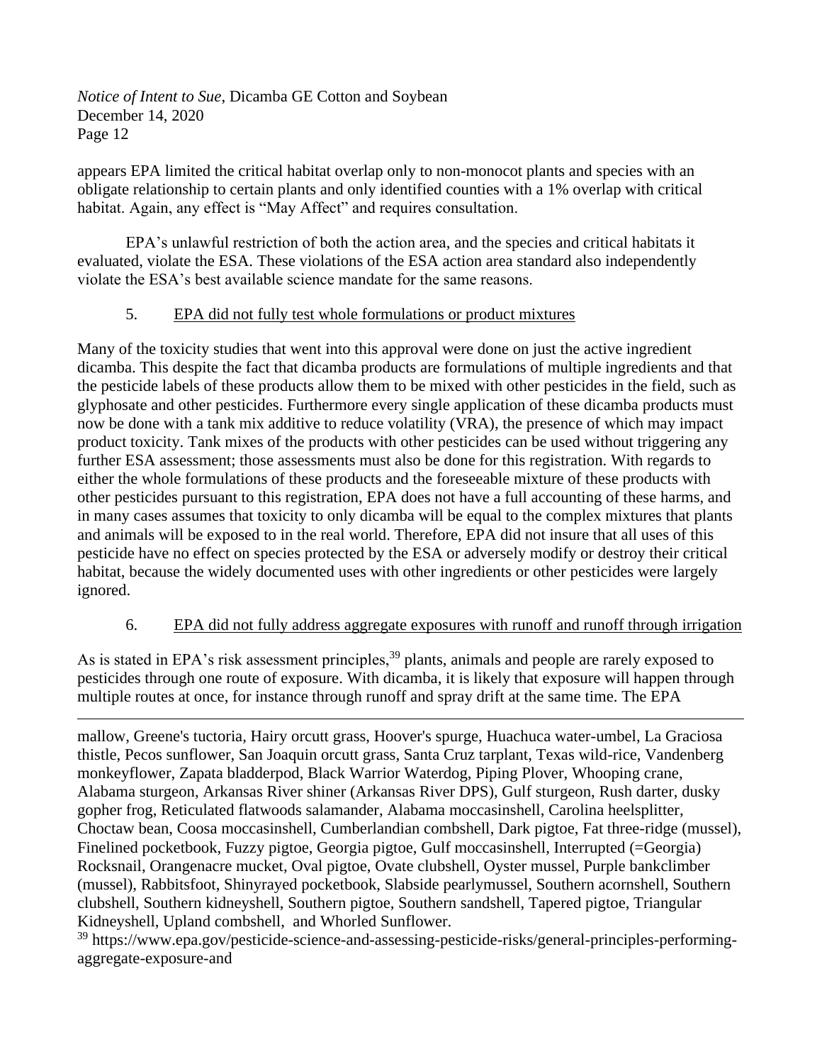appears EPA limited the critical habitat overlap only to non-monocot plants and species with an obligate relationship to certain plants and only identified counties with a 1% overlap with critical habitat. Again, any effect is "May Affect" and requires consultation.

EPA's unlawful restriction of both the action area, and the species and critical habitats it evaluated, violate the ESA. These violations of the ESA action area standard also independently violate the ESA's best available science mandate for the same reasons.

5. <u>EPA did not fully test whole formulations or product mixtures</u>

Many of the toxicity studies that went into this approval were done on just the active ingredient dicamba. This despite the fact that dicamba products are formulations of multiple ingredients and that the pesticide labels of these products allow them to be mixed with other pesticides in the field, such as glyphosate and other pesticides. Furthermore every single application of these dicamba products must now be done with a tank mix additive to reduce volatility (VRA), the presence of which may impact product toxicity. Tank mixes of the products with other pesticides can be used without triggering any further ESA assessment; those assessments must also be done for this registration. With regards to either the whole formulations of these products and the foreseeable mixture of these products with other pesticides pursuant to this registration, EPA does not have a full accounting of these harms, and in many cases assumes that toxicity to only dicamba will be equal to the complex mixtures that plants and animals will be exposed to in the real world. Therefore, EPA did not insure that all uses of this pesticide have no effect on species protected by the ESA or adversely modify or destroy their critical habitat, because the widely documented uses with other ingredients or other pesticides were largely ignored.

6. <u>EPA did not fully address aggregate exposures with runoff and runoff through irrigation</u>

As is stated in EPA's risk assessment principles,[39] plants, animals and people are rarely exposed to pesticides through one route of exposure. With dicamba, it is likely that exposure will happen through multiple routes at once, for instance through runoff and spray drift at the same time. The EPA

---

mallow, Greene's tuctoria, Hairy orcutt grass, Hoover's spurge, Huachuca water-umbel, La Graciosa thistle, Pecos sunflower, San Joaquin orcutt grass, Santa Cruz tarplant, Texas wild-rice, Vandenberg monkeyflower, Zapata bladderpod, Black Warrior Waterdog, Piping Plover, Whooping crane, Alabama sturgeon, Arkansas River shiner (Arkansas River DPS), Gulf sturgeon, Rush darter, dusky gopher frog, Reticulated flatwoods salamander, Alabama moccasinshell, Carolina heelsplitter, Choctaw bean, Coosa moccasinshell, Cumberlandian combshell, Dark pigtoe, Fat three-ridge (mussel), Finelined pocketbook, Fuzzy pigtoe, Georgia pigtoe, Gulf moccasinshell, Interrupted (=Georgia) Rocksnail, Orangenacre mucket, Oval pigtoe, Ovate clubshell, Oyster mussel, Purple bankclimber (mussel), Rabbitsfoot, Shinyrayed pocketbook, Slabside pearlymussel, Southern acornshell, Southern clubshell, Southern kidneyshell, Southern pigtoe, Southern sandshell, Tapered pigtoe, Triangular Kidneyshell, Upland combshell, and Whorled Sunflower.

[39] https://www.epa.gov/pesticide-science-and-assessing-pesticide-risks/general-principles-performing-aggregate-exposure-and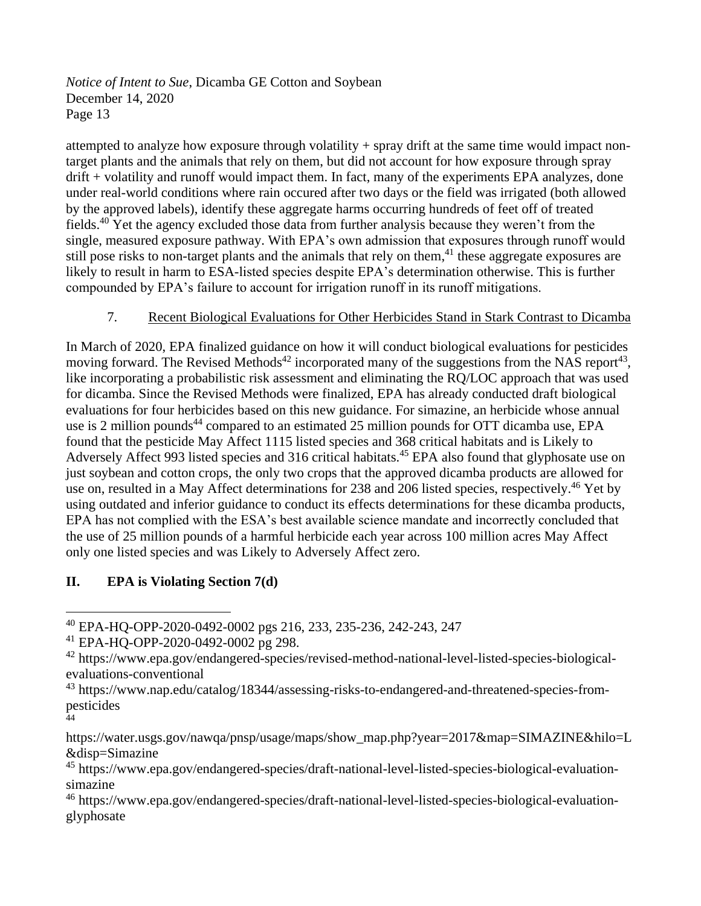attempted to analyze how exposure through volatility + spray drift at the same time would impact non-target plants and the animals that rely on them, but did not account for how exposure through spray drift + volatility and runoff would impact them. In fact, many of the experiments EPA analyzes, done under real-world conditions where rain occured after two days or the field was irrigated (both allowed by the approved labels), identify these aggregate harms occurring hundreds of feet off of treated fields.[40] Yet the agency excluded those data from further analysis because they weren't from the single, measured exposure pathway. With EPA's own admission that exposures through runoff would still pose risks to non-target plants and the animals that rely on them,[41] these aggregate exposures are likely to result in harm to ESA-listed species despite EPA's determination otherwise. This is further compounded by EPA's failure to account for irrigation runoff in its runoff mitigations.

### 7. Recent Biological Evaluations for Other Herbicides Stand in Stark Contrast to Dicamba

In March of 2020, EPA finalized guidance on how it will conduct biological evaluations for pesticides moving forward. The Revised Methods[42] incorporated many of the suggestions from the NAS report[43], like incorporating a probabilistic risk assessment and eliminating the RQ/LOC approach that was used for dicamba. Since the Revised Methods were finalized, EPA has already conducted draft biological evaluations for four herbicides based on this new guidance. For simazine, an herbicide whose annual use is 2 million pounds[44] compared to an estimated 25 million pounds for OTT dicamba use, EPA found that the pesticide May Affect 1115 listed species and 368 critical habitats and is Likely to Adversely Affect 993 listed species and 316 critical habitats.[45] EPA also found that glyphosate use on just soybean and cotton crops, the only two crops that the approved dicamba products are allowed for use on, resulted in a May Affect determinations for 238 and 206 listed species, respectively.[46] Yet by using outdated and inferior guidance to conduct its effects determinations for these dicamba products, EPA has not complied with the ESA's best available science mandate and incorrectly concluded that the use of 25 million pounds of a harmful herbicide each year across 100 million acres May Affect only one listed species and was Likely to Adversely Affect zero.

## II. EPA is Violating Section 7(d)

---

[40] EPA-HQ-OPP-2020-0492-0002 pgs 216, 233, 235-236, 242-243, 247

[41] EPA-HQ-OPP-2020-0492-0002 pg 298.

[42] https://www.epa.gov/endangered-species/revised-method-national-level-listed-species-biological-evaluations-conventional

[43] https://www.nap.edu/catalog/18344/assessing-risks-to-endangered-and-threatened-species-from-pesticides

[44] https://water.usgs.gov/nawqa/pnsp/usage/maps/show_map.php?year=2017&map=SIMAZINE&hilo=L&disp=Simazine

[45] https://www.epa.gov/endangered-species/draft-national-level-listed-species-biological-evaluation-simazine

[46] https://www.epa.gov/endangered-species/draft-national-level-listed-species-biological-evaluation-glyphosate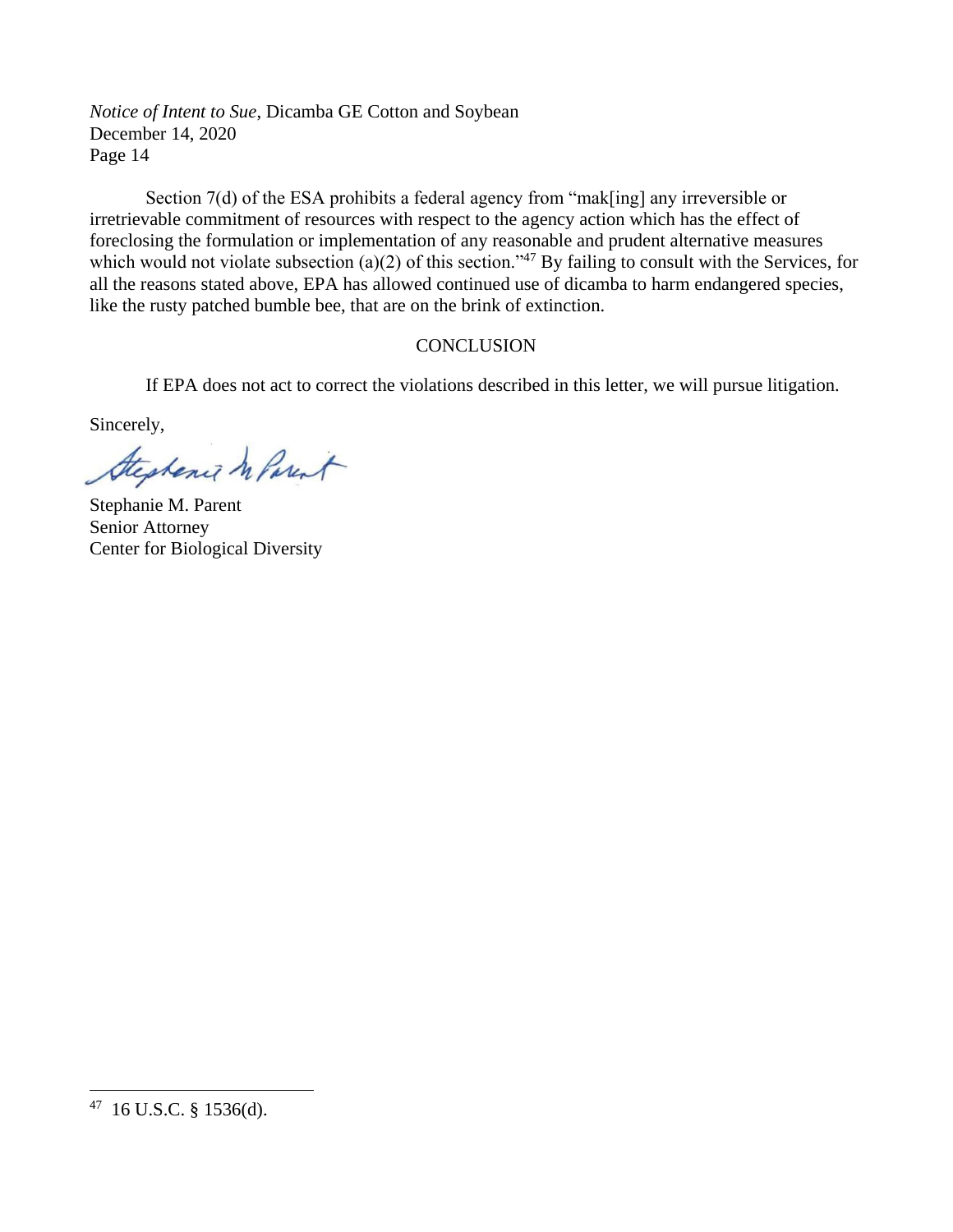Section 7(d) of the ESA prohibits a federal agency from "mak[ing] any irreversible or irretrievable commitment of resources with respect to the agency action which has the effect of foreclosing the formulation or implementation of any reasonable and prudent alternative measures which would not violate subsection (a)(2) of this section."[47] By failing to consult with the Services, for all the reasons stated above, EPA has allowed continued use of dicamba to harm endangered species, like the rusty patched bumble bee, that are on the brink of extinction.

## CONCLUSION

If EPA does not act to correct the violations described in this letter, we will pursue litigation.

Sincerely,

Stephanie M. Parent
Senior Attorney
Center for Biological Diversity

---

[47] 16 U.S.C. § 1536(d).